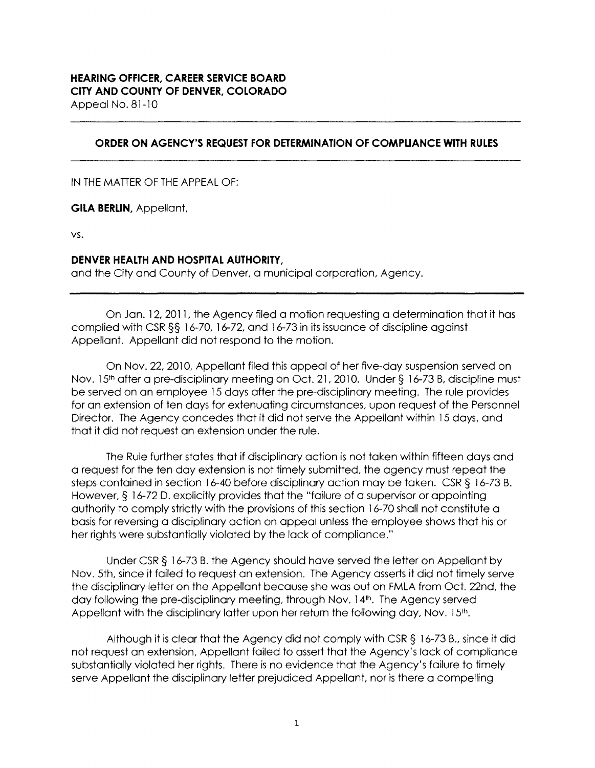**HEARING OFFICER, CAREER SERVICE BOARD**
**CITY AND COUNTY OF DENVER, COLORADO**
Appeal No. 81-10

---

## ORDER ON AGENCY'S REQUEST FOR DETERMINATION OF COMPLIANCE WITH RULES

---

IN THE MATTER OF THE APPEAL OF:

**GILA BERLIN,** Appellant,

vs.

**DENVER HEALTH AND HOSPITAL AUTHORITY,**
and the City and County of Denver, a municipal corporation, Agency.

---

On Jan. 12, 2011, the Agency filed a motion requesting a determination that it has complied with CSR §§ 16-70, 16-72, and 16-73 in its issuance of discipline against Appellant. Appellant did not respond to the motion.

On Nov. 22, 2010, Appellant filed this appeal of her five-day suspension served on Nov. 15th after a pre-disciplinary meeting on Oct. 21, 2010. Under § 16-73 B, discipline must be served on an employee 15 days after the pre-disciplinary meeting. The rule provides for an extension of ten days for extenuating circumstances, upon request of the Personnel Director. The Agency concedes that it did not serve the Appellant within 15 days, and that it did not request an extension under the rule.

The Rule further states that if disciplinary action is not taken within fifteen days and a request for the ten day extension is not timely submitted, the agency must repeat the steps contained in section 16-40 before disciplinary action may be taken. CSR § 16-73 B. However, § 16-72 D. explicitly provides that the "failure of a supervisor or appointing authority to comply strictly with the provisions of this section 16-70 shall not constitute a basis for reversing a disciplinary action on appeal unless the employee shows that his or her rights were substantially violated by the lack of compliance."

Under CSR § 16-73 B. the Agency should have served the letter on Appellant by Nov. 5th, since it failed to request an extension. The Agency asserts it did not timely serve the disciplinary letter on the Appellant because she was out on FMLA from Oct. 22nd, the day following the pre-disciplinary meeting, through Nov. 14th. The Agency served Appellant with the disciplinary latter upon her return the following day, Nov. 15th.

Although it is clear that the Agency did not comply with CSR § 16-73 B., since it did not request an extension, Appellant failed to assert that the Agency's lack of compliance substantially violated her rights. There is no evidence that the Agency's failure to timely serve Appellant the disciplinary letter prejudiced Appellant, nor is there a compelling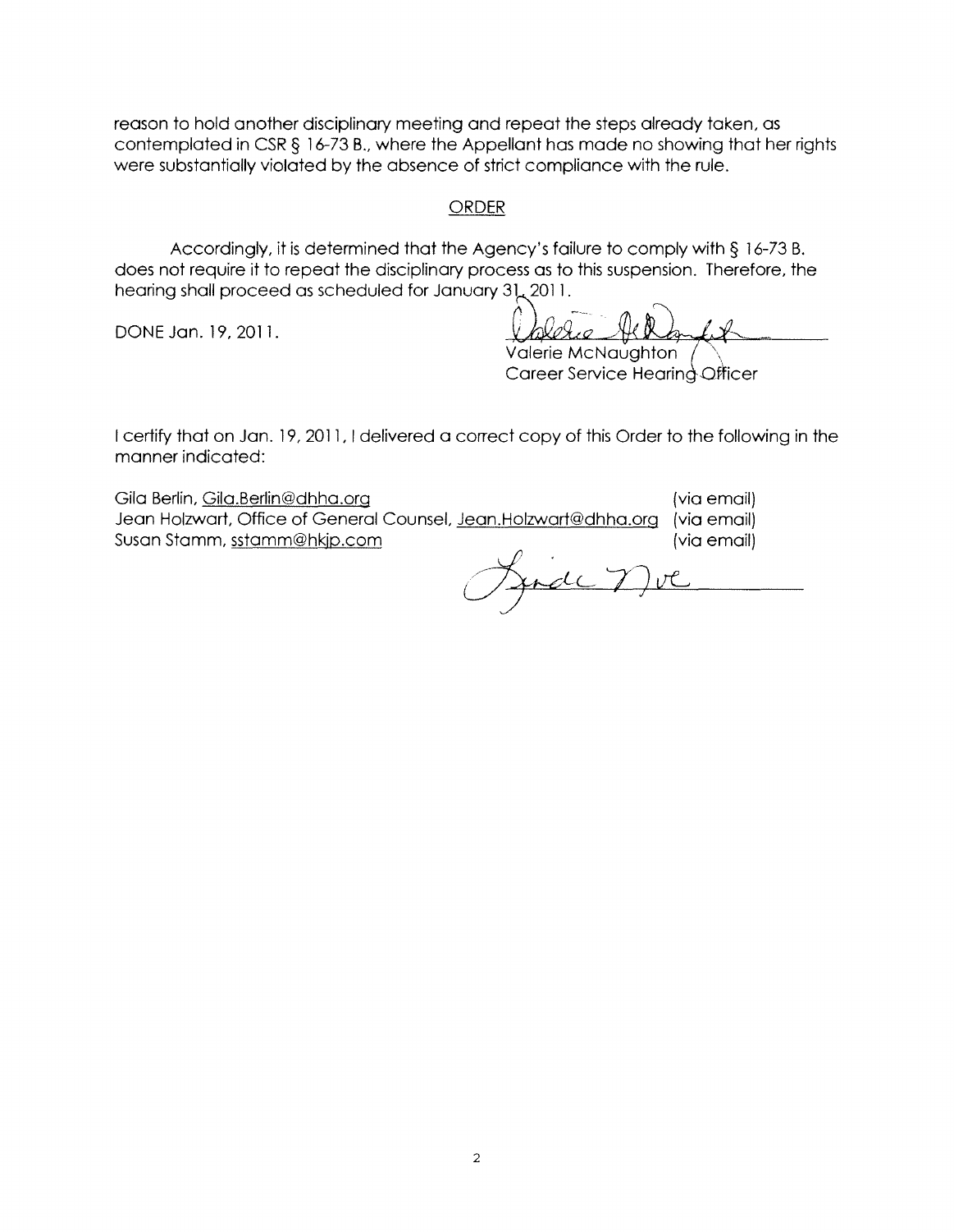reason to hold another disciplinary meeting and repeat the steps already taken, as contemplated in CSR § 16-73 B., where the Appellant has made no showing that her rights were substantially violated by the absence of strict compliance with the rule.

## ORDER

Accordingly, it is determined that the Agency's failure to comply with § 16-73 B. does not require it to repeat the disciplinary process as to this suspension. Therefore, the hearing shall proceed as scheduled for January 31, 2011.

DONE Jan. 19, 2011.

Valerie McNaughton
Career Service Hearing Officer

I certify that on Jan. 19, 2011, I delivered a correct copy of this Order to the following in the manner indicated:

Gila Berlin, Gila.Berlin@dhha.org (via email)
Jean Holzwart, Office of General Counsel, Jean.Holzwart@dhha.org (via email)
Susan Stamm, sstamm@hkjp.com (via email)